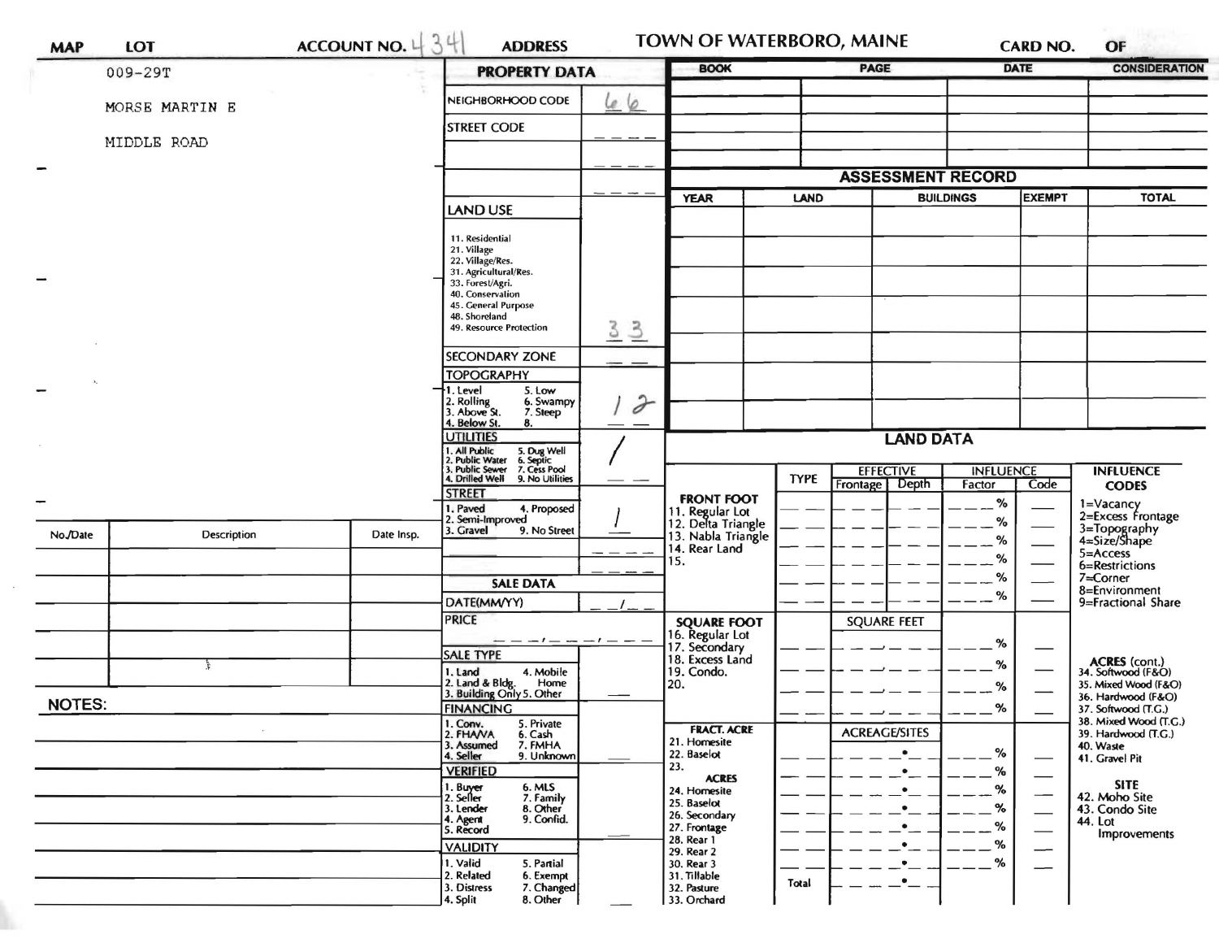MAP | LOT | ACCOUNT NO. 4341 | ADDRESS | TOWN OF WATERBORO, MAINE | CARD NO. | OF

009-29T

MORSE MARTIN E

MIDDLE ROAD

## PROPERTY DATA

| | |
|---|---|
| NEIGHBORHOOD CODE | 66 |
| STREET CODE | |
| LAND USE<br>11. Residential<br>21. Village<br>22. Village/Res.<br>31. Agricultural/Res.<br>33. Forest/Agri.<br>40. Conservation<br>45. General Purpose<br>48. Shoreland<br>49. Resource Protection | 33 |
| SECONDARY ZONE | |
| TOPOGRAPHY<br>1. Level 5. Low<br>2. Rolling 6. Swampy<br>3. Above St. 7. Steep<br>4. Below St. 8. | 1 2 |
| UTILITIES<br>1. All Public 5. Dug Well<br>2. Public Water 6. Septic<br>3. Public Sewer 7. Cess Pool<br>4. Drilled Well 9. No Utilities | / |
| STREET<br>1. Paved 4. Proposed<br>2. Semi-Improved<br>3. Gravel 9. No Street | 1 |

## SALE DATA

| | |
|---|---|
| DATE(MM/YY) | |
| PRICE | |
| SALE TYPE<br>1. Land 4. Mobile Home<br>2. Land & Bldg.<br>3. Building Only 5. Other | |
| FINANCING<br>1. Conv. 5. Private<br>2. FHA/VA 6. Cash<br>3. Assumed 7. FMHA<br>4. Seller 9. Unknown | |
| VERIFIED<br>1. Buyer 6. MLS<br>2. Seller 7. Family<br>3. Lender 8. Other<br>4. Agent 9. Confid.<br>5. Record | |
| VALIDITY<br>1. Valid 5. Partial<br>2. Related 6. Exempt<br>3. Distress 7. Changed<br>4. Split 8. Other | |

| BOOK | PAGE | DATE | CONSIDERATION |
|---|---|---|---|
| | | | |
| | | | |
| | | | |
| | | | |

## ASSESSMENT RECORD

| YEAR | LAND | BUILDINGS | EXEMPT | TOTAL |
|---|---|---|---|---|
| | | | | |
| | | | | |
| | | | | |
| | | | | |
| | | | | |
| | | | | |
| | | | | |

| No./Date | Description | Date Insp. |
|---|---|---|
| | | |
| | | |
| | | |
| | | |
| | | |

NOTES:

## LAND DATA

| | TYPE | EFFECTIVE Frontage | EFFECTIVE Depth | INFLUENCE Factor | INFLUENCE Code |
|---|---|---|---|---|---|
| FRONT FOOT<br>11. Regular Lot<br>12. Delta Triangle<br>13. Nabla Triangle<br>14. Rear Land<br>15. | | | | % | |
| SQUARE FOOT<br>16. Regular Lot<br>17. Secondary<br>18. Excess Land<br>19. Condo.<br>20. | | SQUARE FEET | | % | |
| FRACT. ACRE<br>21. Homesite<br>22. Baselot<br>23.<br>ACRES<br>24. Homesite<br>25. Baselot<br>26. Secondary<br>27. Frontage<br>28. Rear 1<br>29. Rear 2<br>30. Rear 3<br>31. Tillable<br>32. Pasture<br>33. Orchard | Total | ACREAGE/SITES | | % | |

INFLUENCE CODES
1=Vacancy
2=Excess Frontage
3=Topography
4=Size/Shape
5=Access
6=Restrictions
7=Corner
8=Environment
9=Fractional Share

ACRES (cont.)
34. Softwood (F&O)
35. Mixed Wood (F&O)
36. Hardwood (F&O)
37. Softwood (T.G.)
38. Mixed Wood (T.G.)
39. Hardwood (T.G.)
40. Waste
41. Gravel Pit

SITE
42. Moho Site
43. Condo Site
44. Lot Improvements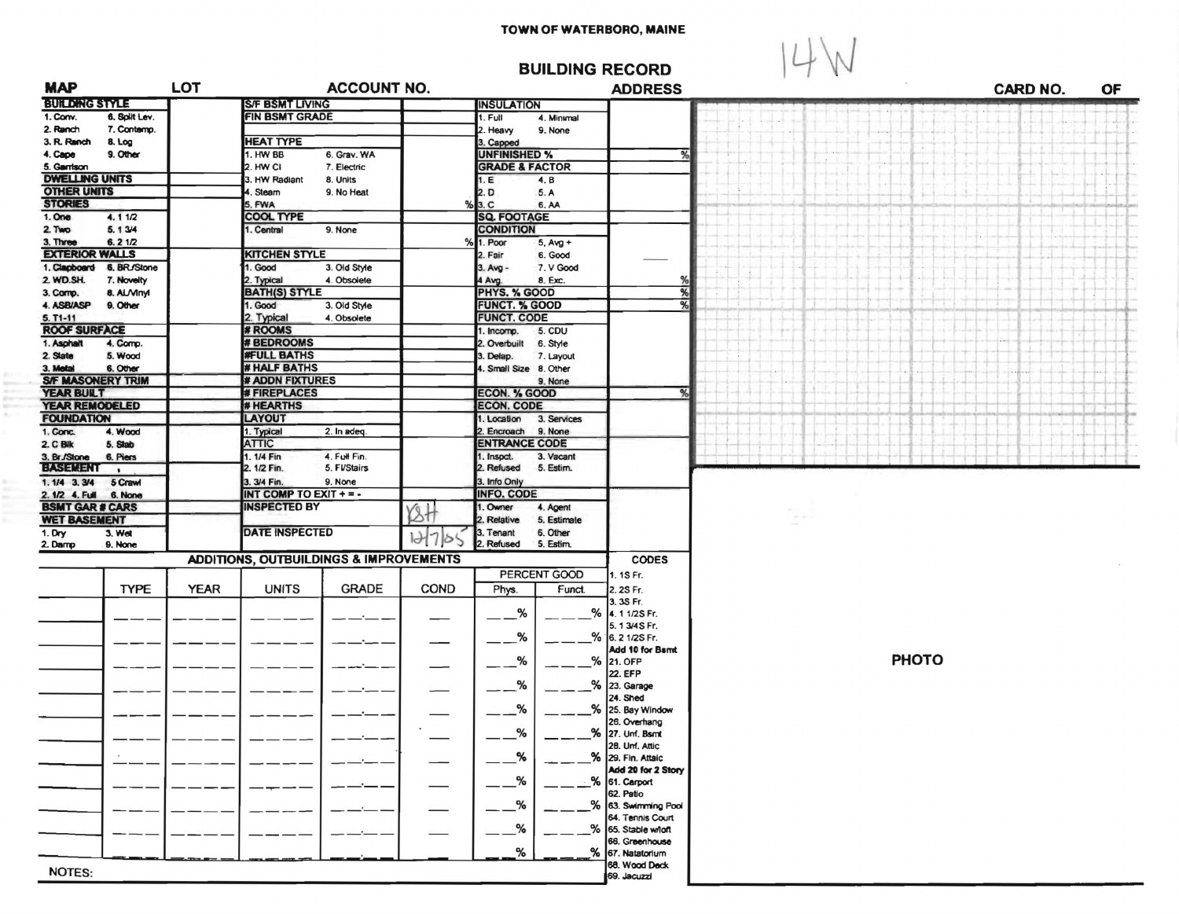TOWN OF WATERBORO, MAINE

14W

## BUILDING RECORD

MAP | LOT | ACCOUNT NO. | ADDRESS | CARD NO. | OF

| | | | | | |
|---|---|---|---|---|---|
| **BUILDING STYLE** | | **S/F BSMT LIVING** | | **INSULATION** | |
| 1. Conv. 6. Split Lev. | | **FIN BSMT GRADE** | | 1. Full 4. Minimal | |
| 2. Ranch 7. Contemp. | | | | 2. Heavy 9. None | |
| 3. R. Ranch 8. Log | | **HEAT TYPE** | | 3. Capped | |
| 4. Cape 9. Other | | 1. HW BB 6. Grav. WA | | **UNFINISHED %** | % |
| 5. Garrison | | 2. HW CI 7. Electric | | **GRADE & FACTOR** | |
| **DWELLING UNITS** | | 3. HW Radiant 8. Units | | 1. E 4. B | |
| **OTHER UNITS** | | 4. Steam 9. No Heat | | 2. D 5. A | |
| **STORIES** | | 5. FWA | % | 3. C 6. AA | |
| 1. One 4. 1 1/2 | | **COOL TYPE** | | **SQ. FOOTAGE** | |
| 2. Two 5. 1 3/4 | | 1. Central 9. None | | **CONDITION** | |
| 3. Three 6. 2 1/2 | | | % | 1. Poor 5. Avg + | |
| **EXTERIOR WALLS** | | **KITCHEN STYLE** | | 2. Fair 6. Good | |
| 1. Clapboard 6. BR./Stone | | 1. Good 3. Old Style | | 3. Avg - 7. V Good | |
| 2. WD.SH. 7. Novelty | | 2. Typical 4. Obsolete | | 4 Avg. 8. Exc. | % |
| 3. Comp. 8. AL/Vinyl | | **BATH(S) STYLE** | | **PHYS. % GOOD** | % |
| 4. ASB/ASP 9. Other | | 1. Good 3. Old Style | | **FUNCT. % GOOD** | % |
| 5. T1-11 | | 2. Typical 4. Obsolete | | **FUNCT. CODE** | |
| **ROOF SURFACE** | | **# ROOMS** | | 1. Incomp. 5. CDU | |
| 1. Asphalt 4. Comp. | | **# BEDROOMS** | | 2. Overbuilt 6. Style | |
| 2. Slate 5. Wood | | **#FULL BATHS** | | 3. Delap. 7. Layout | |
| 3. Metal 6. Other | | **# HALF BATHS** | | 4. Small Size 8. Other | |
| **S/F MASONERY TRIM** | | **# ADDN FIXTURES** | | 9. None | |
| **YEAR BUILT** | | **# FIREPLACES** | | **ECON. % GOOD** | % |
| **YEAR REMODELED** | | **# HEARTHS** | | **ECON. CODE** | |
| **FOUNDATION** | | **LAYOUT** | | 1. Location 3. Services | |
| 1. Conc. 4. Wood | | 1. Typical 2. In adeq. | | 2. Encroach 9. None | |
| 2. C Blk 5. Slab | | **ATTIC** | | **ENTRANCE CODE** | |
| 3. Br./Stone 6. Piers | | 1. 1/4 Fin 4. Full Fin. | | 1. Inspct. 3. Vacant | |
| **BASEMENT** | | 2. 1/2 Fin. 5. Fl/Stairs | | 2. Refused 5. Estim. | |
| 1. 1/4 3. 3/4 5 Crawl | | 3. 3/4 Fin. 9. None | | 3. Info Only | |
| 2. 1/2 4. Full 6. None | | **INT COMP TO EXIT + = -** | | **INFO. CODE** | |
| **BSMT GAR # CARS** | | **INSPECTED BY** | BSH | 1. Owner 4. Agent | |
| **WET BASEMENT** | | | | 2. Relative 5. Estimate | |
| 1. Dry 3. Wet | | **DATE INSPECTED** | 12/7/05 | 3. Tenant 6. Other | |
| 2. Damp 9. None | | | | 2. Refused 5. Estim. | |

### ADDITIONS, OUTBUILDINGS & IMPROVEMENTS

| | TYPE | YEAR | UNITS | GRADE | COND | PERCENT GOOD Phys. | PERCENT GOOD Funct. |
|---|---|---|---|---|---|---|---|
| | | | | | | % | % |
| | | | | | | % | % |
| | | | | | | % | % |
| | | | | | | % | % |
| | | | | | | % | % |
| | | | | | | % | % |
| | | | | | | % | % |
| | | | | | | % | % |
| | | | | | | % | % |
| | | | | | | % | % |
| | | | | | | % | % |

**CODES**
1. 1S Fr.
2. 2S Fr.
3. 3S Fr.
4. 1 1/2S Fr.
5. 1 3/4S Fr.
6. 2 1/2S Fr.

Add 10 for Bsmt
21. OFP
22. EFP
23. Garage
24. Shed
25. Bay Window
26. Overhang
27. Unf. Bsmt
28. Unf. Attic
29. Fin. Attaic

Add 20 for 2 Story
61. Carport
62. Patio
63. Swimming Pool
64. Tennis Court
65. Stable w/loft
66. Greenhouse
67. Natatorium
68. Wood Deck
69. Jacuzzi

NOTES:

PHOTO